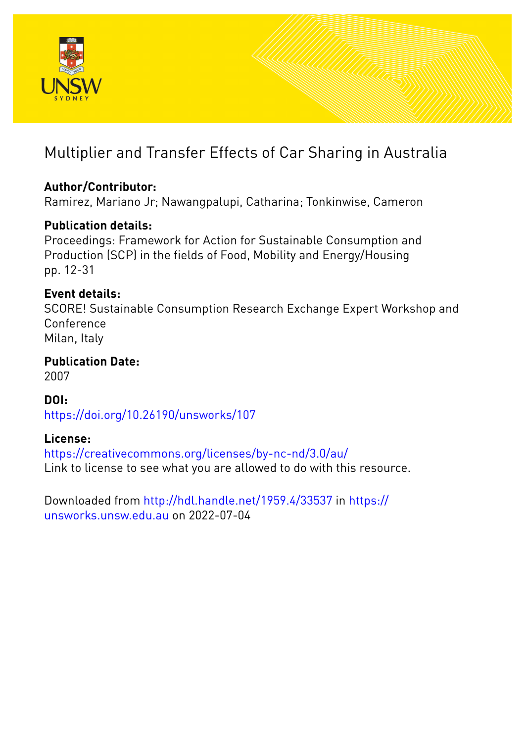# Multiplier and Transfer Effects of Car Sharing in Australia

**Author/Contributor:**
Ramirez, Mariano Jr; Nawangpalupi, Catharina; Tonkinwise, Cameron

**Publication details:**
Proceedings: Framework for Action for Sustainable Consumption and Production (SCP) in the fields of Food, Mobility and Energy/Housing
pp. 12-31

**Event details:**
SCORE! Sustainable Consumption Research Exchange Expert Workshop and Conference
Milan, Italy

**Publication Date:**
2007

**DOI:**
https://doi.org/10.26190/unsworks/107

**License:**
https://creativecommons.org/licenses/by-nc-nd/3.0/au/
Link to license to see what you are allowed to do with this resource.

Downloaded from http://hdl.handle.net/1959.4/33537 in https://unsworks.unsw.edu.au on 2022-07-04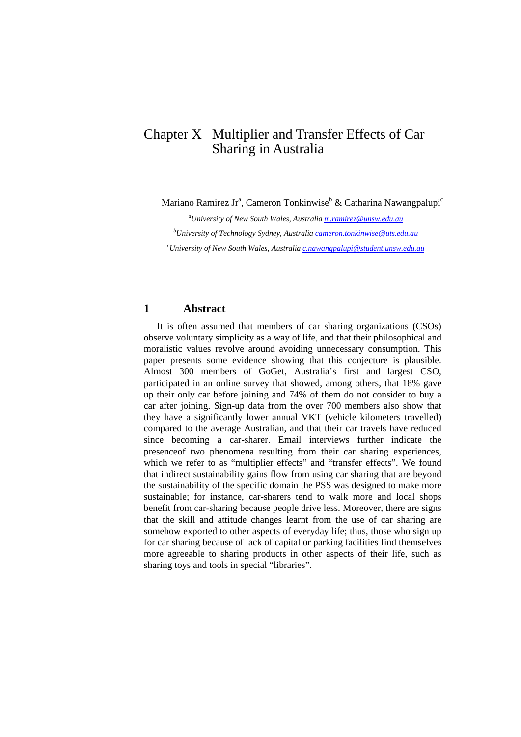# Chapter X Multiplier and Transfer Effects of Car Sharing in Australia

Mariano Ramirez Jr[a], Cameron Tonkinwise[b] & Catharina Nawangpalupi[c]

[a]*University of New South Wales, Australia* m.ramirez@unsw.edu.au

[b]*University of Technology Sydney, Australia* cameron.tonkinwise@uts.edu.au

[c]*University of New South Wales, Australia* c.nawangpalupi@student.unsw.edu.au

## 1 Abstract

It is often assumed that members of car sharing organizations (CSOs) observe voluntary simplicity as a way of life, and that their philosophical and moralistic values revolve around avoiding unnecessary consumption. This paper presents some evidence showing that this conjecture is plausible. Almost 300 members of GoGet, Australia's first and largest CSO, participated in an online survey that showed, among others, that 18% gave up their only car before joining and 74% of them do not consider to buy a car after joining. Sign-up data from the over 700 members also show that they have a significantly lower annual VKT (vehicle kilometers travelled) compared to the average Australian, and that their car travels have reduced since becoming a car-sharer. Email interviews further indicate the presenceof two phenomena resulting from their car sharing experiences, which we refer to as "multiplier effects" and "transfer effects". We found that indirect sustainability gains flow from using car sharing that are beyond the sustainability of the specific domain the PSS was designed to make more sustainable; for instance, car-sharers tend to walk more and local shops benefit from car-sharing because people drive less. Moreover, there are signs that the skill and attitude changes learnt from the use of car sharing are somehow exported to other aspects of everyday life; thus, those who sign up for car sharing because of lack of capital or parking facilities find themselves more agreeable to sharing products in other aspects of their life, such as sharing toys and tools in special "libraries".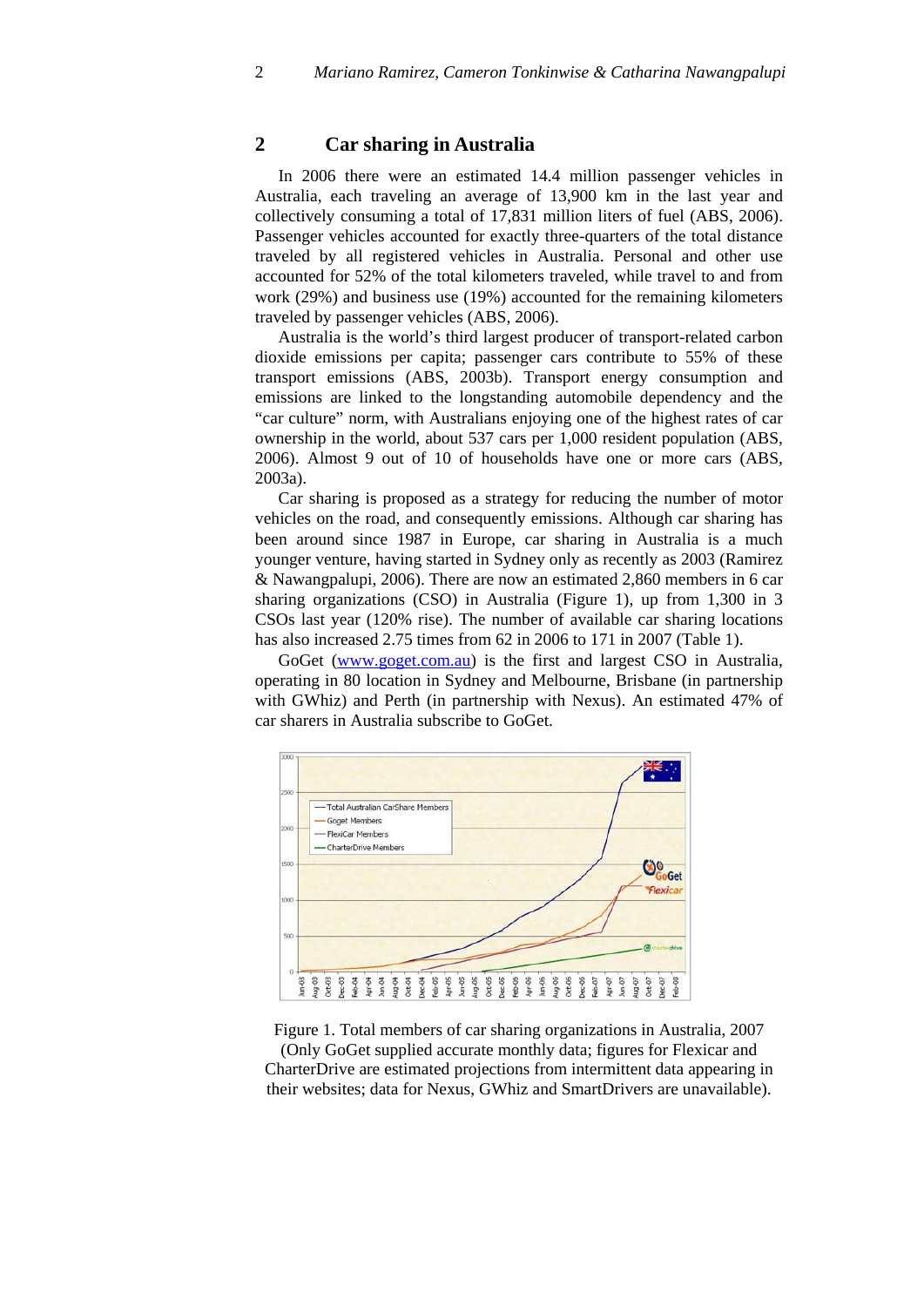## 2 Car sharing in Australia

In 2006 there were an estimated 14.4 million passenger vehicles in Australia, each traveling an average of 13,900 km in the last year and collectively consuming a total of 17,831 million liters of fuel (ABS, 2006). Passenger vehicles accounted for exactly three-quarters of the total distance traveled by all registered vehicles in Australia. Personal and other use accounted for 52% of the total kilometers traveled, while travel to and from work (29%) and business use (19%) accounted for the remaining kilometers traveled by passenger vehicles (ABS, 2006).

Australia is the world's third largest producer of transport-related carbon dioxide emissions per capita; passenger cars contribute to 55% of these transport emissions (ABS, 2003b). Transport energy consumption and emissions are linked to the longstanding automobile dependency and the "car culture" norm, with Australians enjoying one of the highest rates of car ownership in the world, about 537 cars per 1,000 resident population (ABS, 2006). Almost 9 out of 10 of households have one or more cars (ABS, 2003a).

Car sharing is proposed as a strategy for reducing the number of motor vehicles on the road, and consequently emissions. Although car sharing has been around since 1987 in Europe, car sharing in Australia is a much younger venture, having started in Sydney only as recently as 2003 (Ramirez & Nawangpalupi, 2006). There are now an estimated 2,860 members in 6 car sharing organizations (CSO) in Australia (Figure 1), up from 1,300 in 3 CSOs last year (120% rise). The number of available car sharing locations has also increased 2.75 times from 62 in 2006 to 171 in 2007 (Table 1).

GoGet (www.goget.com.au) is the first and largest CSO in Australia, operating in 80 location in Sydney and Melbourne, Brisbane (in partnership with GWhiz) and Perth (in partnership with Nexus). An estimated 47% of car sharers in Australia subscribe to GoGet.

Figure 1. Total members of car sharing organizations in Australia, 2007 (Only GoGet supplied accurate monthly data; figures for Flexicar and CharterDrive are estimated projections from intermittent data appearing in their websites; data for Nexus, GWhiz and SmartDrivers are unavailable).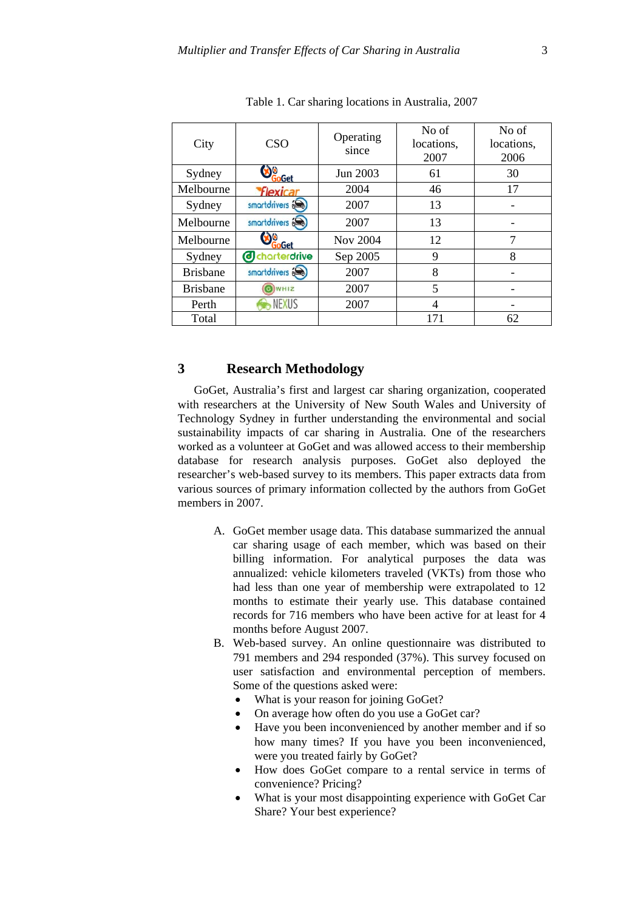Table 1. Car sharing locations in Australia, 2007

| City | CSO | Operating since | No of locations, 2007 | No of locations, 2006 |
|---|---|---|---|---|
| Sydney | GoGet | Jun 2003 | 61 | 30 |
| Melbourne | Flexicar | 2004 | 46 | 17 |
| Sydney | smartdrivers | 2007 | 13 | - |
| Melbourne | smartdrivers | 2007 | 13 | - |
| Melbourne | GoGet | Nov 2004 | 12 | 7 |
| Sydney | charterdrive | Sep 2005 | 9 | 8 |
| Brisbane | smartdrivers | 2007 | 8 | - |
| Brisbane | WHIZ | 2007 | 5 | - |
| Perth | NEXUS | 2007 | 4 | - |
| Total | | | 171 | 62 |

## 3 Research Methodology

GoGet, Australia's first and largest car sharing organization, cooperated with researchers at the University of New South Wales and University of Technology Sydney in further understanding the environmental and social sustainability impacts of car sharing in Australia. One of the researchers worked as a volunteer at GoGet and was allowed access to their membership database for research analysis purposes. GoGet also deployed the researcher's web-based survey to its members. This paper extracts data from various sources of primary information collected by the authors from GoGet members in 2007.

A. GoGet member usage data. This database summarized the annual car sharing usage of each member, which was based on their billing information. For analytical purposes the data was annualized: vehicle kilometers traveled (VKTs) from those who had less than one year of membership were extrapolated to 12 months to estimate their yearly use. This database contained records for 716 members who have been active for at least for 4 months before August 2007.
B. Web-based survey. An online questionnaire was distributed to 791 members and 294 responded (37%). This survey focused on user satisfaction and environmental perception of members. Some of the questions asked were:
   - What is your reason for joining GoGet?
   - On average how often do you use a GoGet car?
   - Have you been inconvenienced by another member and if so how many times? If you have you been inconvenienced, were you treated fairly by GoGet?
   - How does GoGet compare to a rental service in terms of convenience? Pricing?
   - What is your most disappointing experience with GoGet Car Share? Your best experience?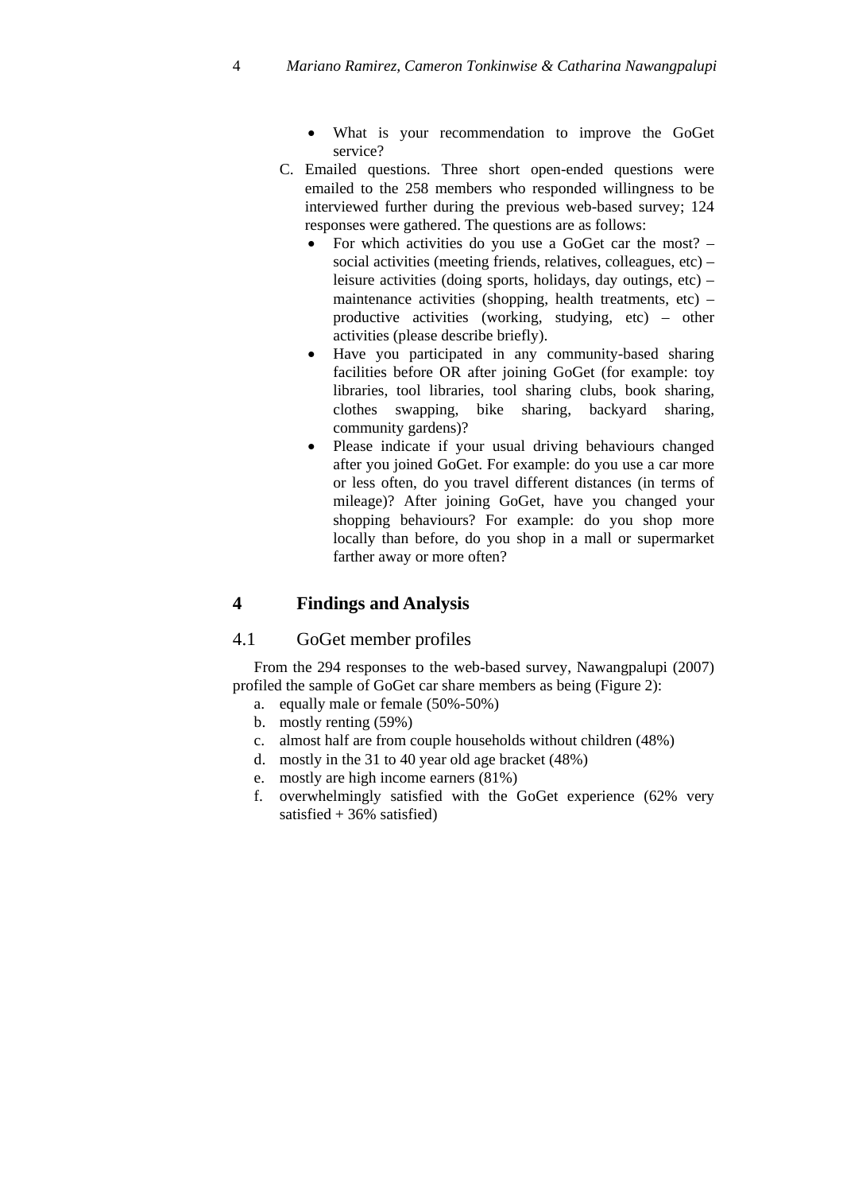- What is your recommendation to improve the GoGet service?

C. Emailed questions. Three short open-ended questions were emailed to the 258 members who responded willingness to be interviewed further during the previous web-based survey; 124 responses were gathered. The questions are as follows:
   - For which activities do you use a GoGet car the most? – social activities (meeting friends, relatives, colleagues, etc) – leisure activities (doing sports, holidays, day outings, etc) – maintenance activities (shopping, health treatments, etc) – productive activities (working, studying, etc) – other activities (please describe briefly).
   - Have you participated in any community-based sharing facilities before OR after joining GoGet (for example: toy libraries, tool libraries, tool sharing clubs, book sharing, clothes swapping, bike sharing, backyard sharing, community gardens)?
   - Please indicate if your usual driving behaviours changed after you joined GoGet. For example: do you use a car more or less often, do you travel different distances (in terms of mileage)? After joining GoGet, have you changed your shopping behaviours? For example: do you shop more locally than before, do you shop in a mall or supermarket farther away or more often?

# 4 Findings and Analysis

## 4.1 GoGet member profiles

From the 294 responses to the web-based survey, Nawangpalupi (2007) profiled the sample of GoGet car share members as being (Figure 2):

a. equally male or female (50%-50%)
b. mostly renting (59%)
c. almost half are from couple households without children (48%)
d. mostly in the 31 to 40 year old age bracket (48%)
e. mostly are high income earners (81%)
f. overwhelmingly satisfied with the GoGet experience (62% very satisfied + 36% satisfied)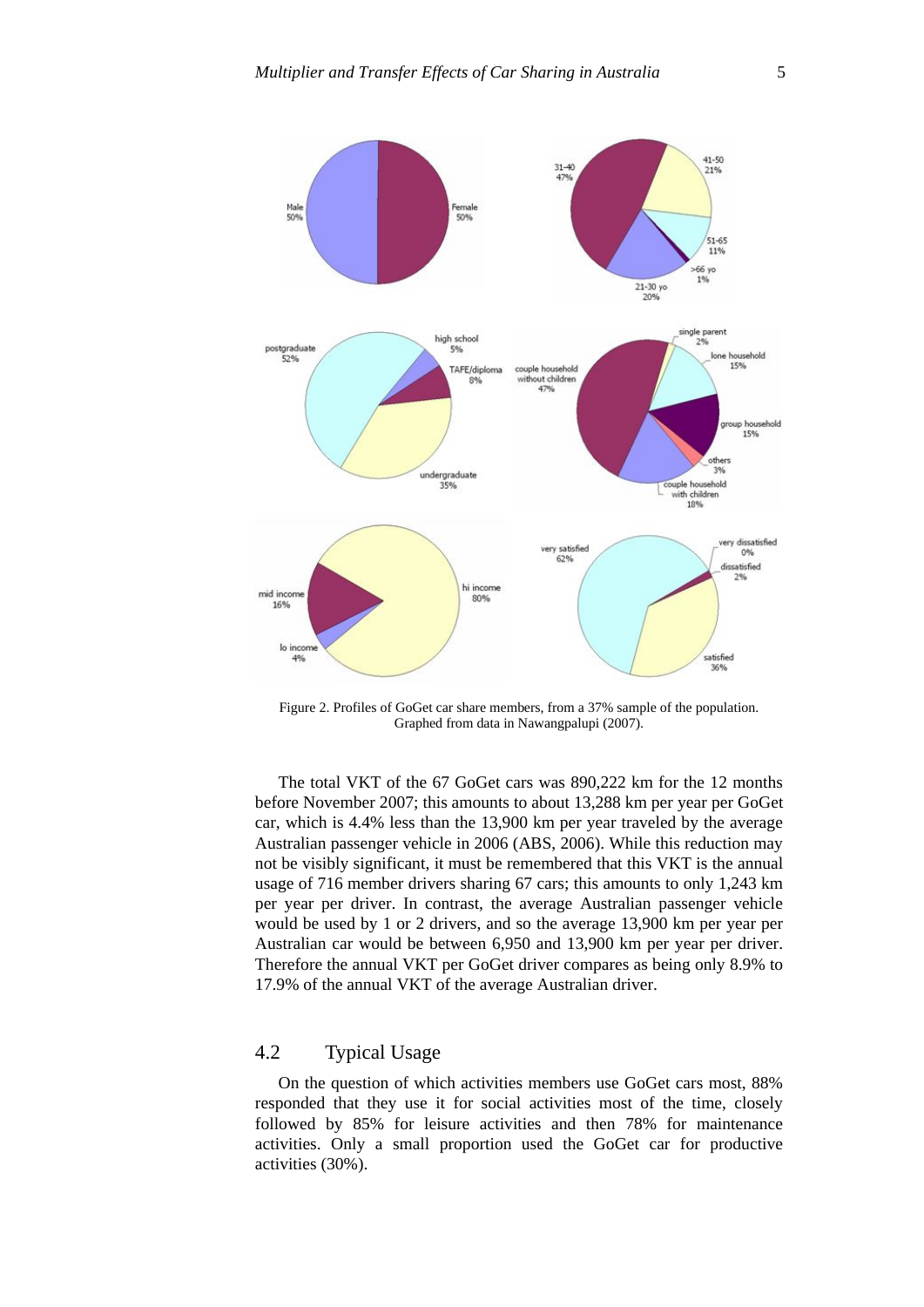Figure 2. Profiles of GoGet car share members, from a 37% sample of the population. Graphed from data in Nawangpalupi (2007).

The total VKT of the 67 GoGet cars was 890,222 km for the 12 months before November 2007; this amounts to about 13,288 km per year per GoGet car, which is 4.4% less than the 13,900 km per year traveled by the average Australian passenger vehicle in 2006 (ABS, 2006). While this reduction may not be visibly significant, it must be remembered that this VKT is the annual usage of 716 member drivers sharing 67 cars; this amounts to only 1,243 km per year per driver. In contrast, the average Australian passenger vehicle would be used by 1 or 2 drivers, and so the average 13,900 km per year per Australian car would be between 6,950 and 13,900 km per year per driver. Therefore the annual VKT per GoGet driver compares as being only 8.9% to 17.9% of the annual VKT of the average Australian driver.

## 4.2 Typical Usage

On the question of which activities members use GoGet cars most, 88% responded that they use it for social activities most of the time, closely followed by 85% for leisure activities and then 78% for maintenance activities. Only a small proportion used the GoGet car for productive activities (30%).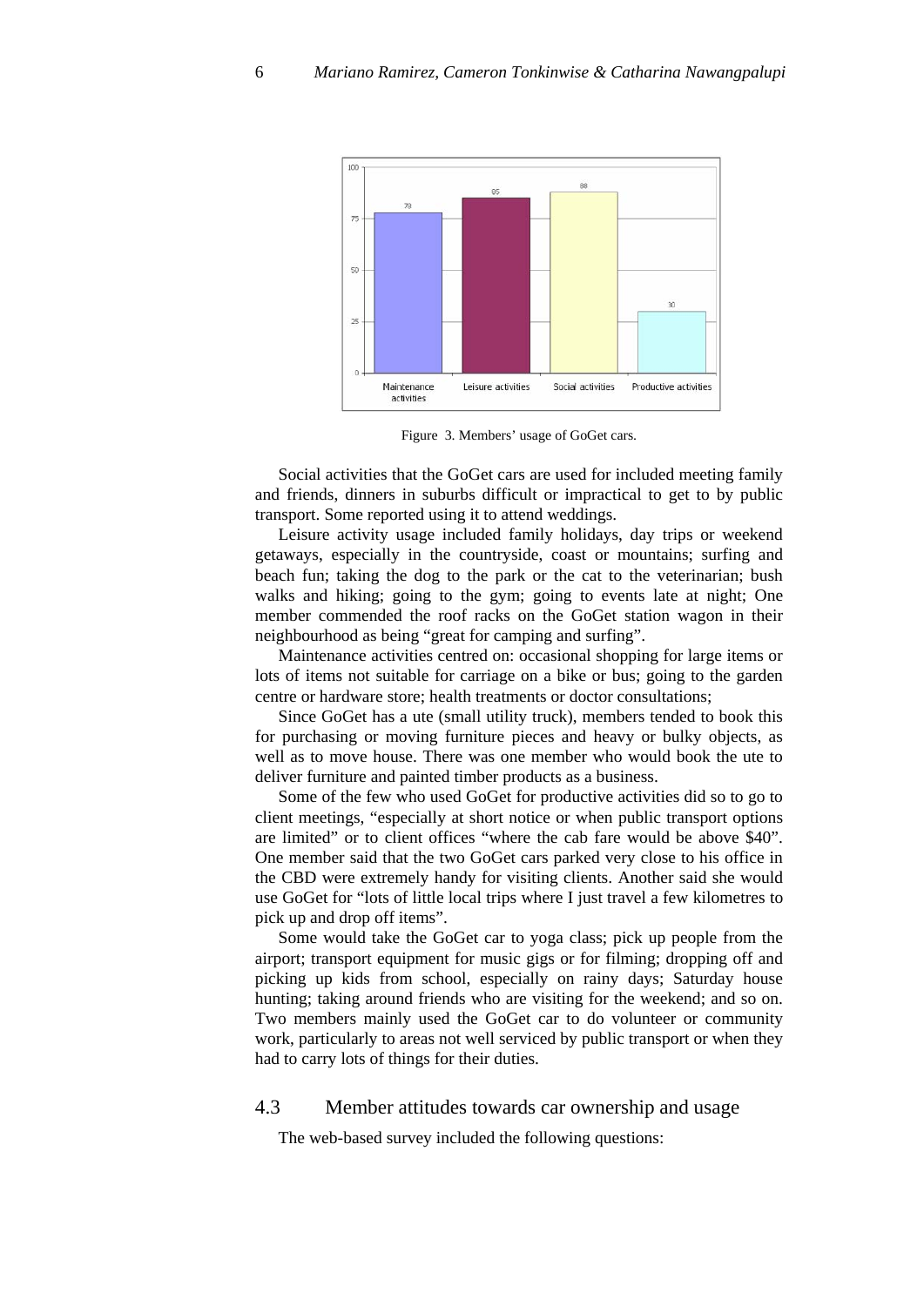Figure 3. Members' usage of GoGet cars.

Social activities that the GoGet cars are used for included meeting family and friends, dinners in suburbs difficult or impractical to get to by public transport. Some reported using it to attend weddings.

Leisure activity usage included family holidays, day trips or weekend getaways, especially in the countryside, coast or mountains; surfing and beach fun; taking the dog to the park or the cat to the veterinarian; bush walks and hiking; going to the gym; going to events late at night; One member commended the roof racks on the GoGet station wagon in their neighbourhood as being "great for camping and surfing".

Maintenance activities centred on: occasional shopping for large items or lots of items not suitable for carriage on a bike or bus; going to the garden centre or hardware store; health treatments or doctor consultations;

Since GoGet has a ute (small utility truck), members tended to book this for purchasing or moving furniture pieces and heavy or bulky objects, as well as to move house. There was one member who would book the ute to deliver furniture and painted timber products as a business.

Some of the few who used GoGet for productive activities did so to go to client meetings, "especially at short notice or when public transport options are limited" or to client offices "where the cab fare would be above $40". One member said that the two GoGet cars parked very close to his office in the CBD were extremely handy for visiting clients. Another said she would use GoGet for "lots of little local trips where I just travel a few kilometres to pick up and drop off items".

Some would take the GoGet car to yoga class; pick up people from the airport; transport equipment for music gigs or for filming; dropping off and picking up kids from school, especially on rainy days; Saturday house hunting; taking around friends who are visiting for the weekend; and so on. Two members mainly used the GoGet car to do volunteer or community work, particularly to areas not well serviced by public transport or when they had to carry lots of things for their duties.

## 4.3 Member attitudes towards car ownership and usage

The web-based survey included the following questions: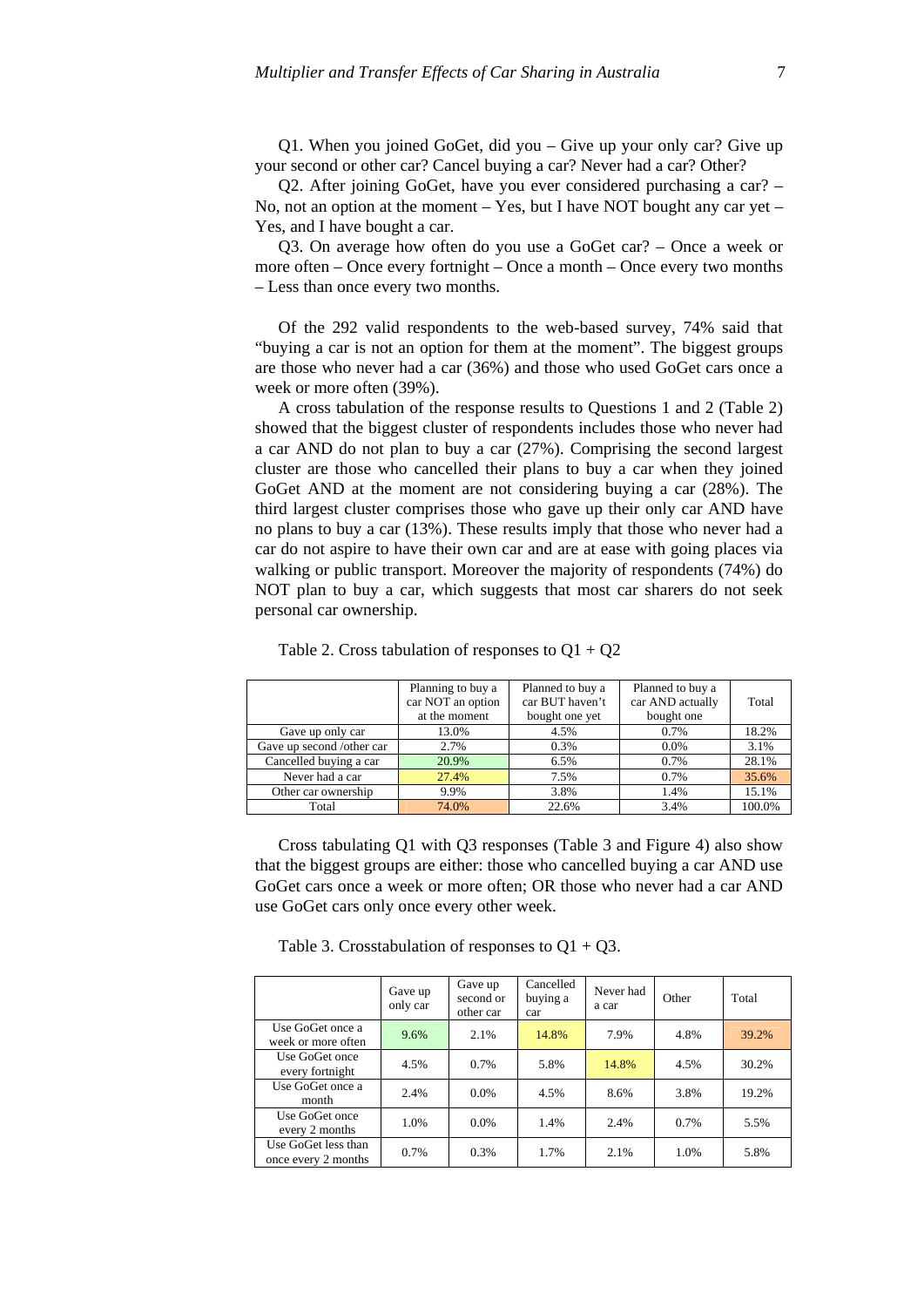Q1. When you joined GoGet, did you – Give up your only car? Give up your second or other car? Cancel buying a car? Never had a car? Other?

Q2. After joining GoGet, have you ever considered purchasing a car? – No, not an option at the moment – Yes, but I have NOT bought any car yet – Yes, and I have bought a car.

Q3. On average how often do you use a GoGet car? – Once a week or more often – Once every fortnight – Once a month – Once every two months – Less than once every two months.

Of the 292 valid respondents to the web-based survey, 74% said that "buying a car is not an option for them at the moment". The biggest groups are those who never had a car (36%) and those who used GoGet cars once a week or more often (39%).

A cross tabulation of the response results to Questions 1 and 2 (Table 2) showed that the biggest cluster of respondents includes those who never had a car AND do not plan to buy a car (27%). Comprising the second largest cluster are those who cancelled their plans to buy a car when they joined GoGet AND at the moment are not considering buying a car (28%). The third largest cluster comprises those who gave up their only car AND have no plans to buy a car (13%). These results imply that those who never had a car do not aspire to have their own car and are at ease with going places via walking or public transport. Moreover the majority of respondents (74%) do NOT plan to buy a car, which suggests that most car sharers do not seek personal car ownership.

Table 2. Cross tabulation of responses to Q1 + Q2

| | Planning to buy a car NOT an option at the moment | Planned to buy a car BUT haven't bought one yet | Planned to buy a car AND actually bought one | Total |
|---|---|---|---|---|
| Gave up only car | 13.0% | 4.5% | 0.7% | 18.2% |
| Gave up second /other car | 2.7% | 0.3% | 0.0% | 3.1% |
| Cancelled buying a car | 20.9% | 6.5% | 0.7% | 28.1% |
| Never had a car | 27.4% | 7.5% | 0.7% | 35.6% |
| Other car ownership | 9.9% | 3.8% | 1.4% | 15.1% |
| Total | 74.0% | 22.6% | 3.4% | 100.0% |

Cross tabulating Q1 with Q3 responses (Table 3 and Figure 4) also show that the biggest groups are either: those who cancelled buying a car AND use GoGet cars once a week or more often; OR those who never had a car AND use GoGet cars only once every other week.

Table 3. Crosstabulation of responses to Q1 + Q3.

| | Gave up only car | Gave up second or other car | Cancelled buying a car | Never had a car | Other | Total |
|---|---|---|---|---|---|---|
| Use GoGet once a week or more often | 9.6% | 2.1% | 14.8% | 7.9% | 4.8% | 39.2% |
| Use GoGet once every fortnight | 4.5% | 0.7% | 5.8% | 14.8% | 4.5% | 30.2% |
| Use GoGet once a month | 2.4% | 0.0% | 4.5% | 8.6% | 3.8% | 19.2% |
| Use GoGet once every 2 months | 1.0% | 0.0% | 1.4% | 2.4% | 0.7% | 5.5% |
| Use GoGet less than once every 2 months | 0.7% | 0.3% | 1.7% | 2.1% | 1.0% | 5.8% |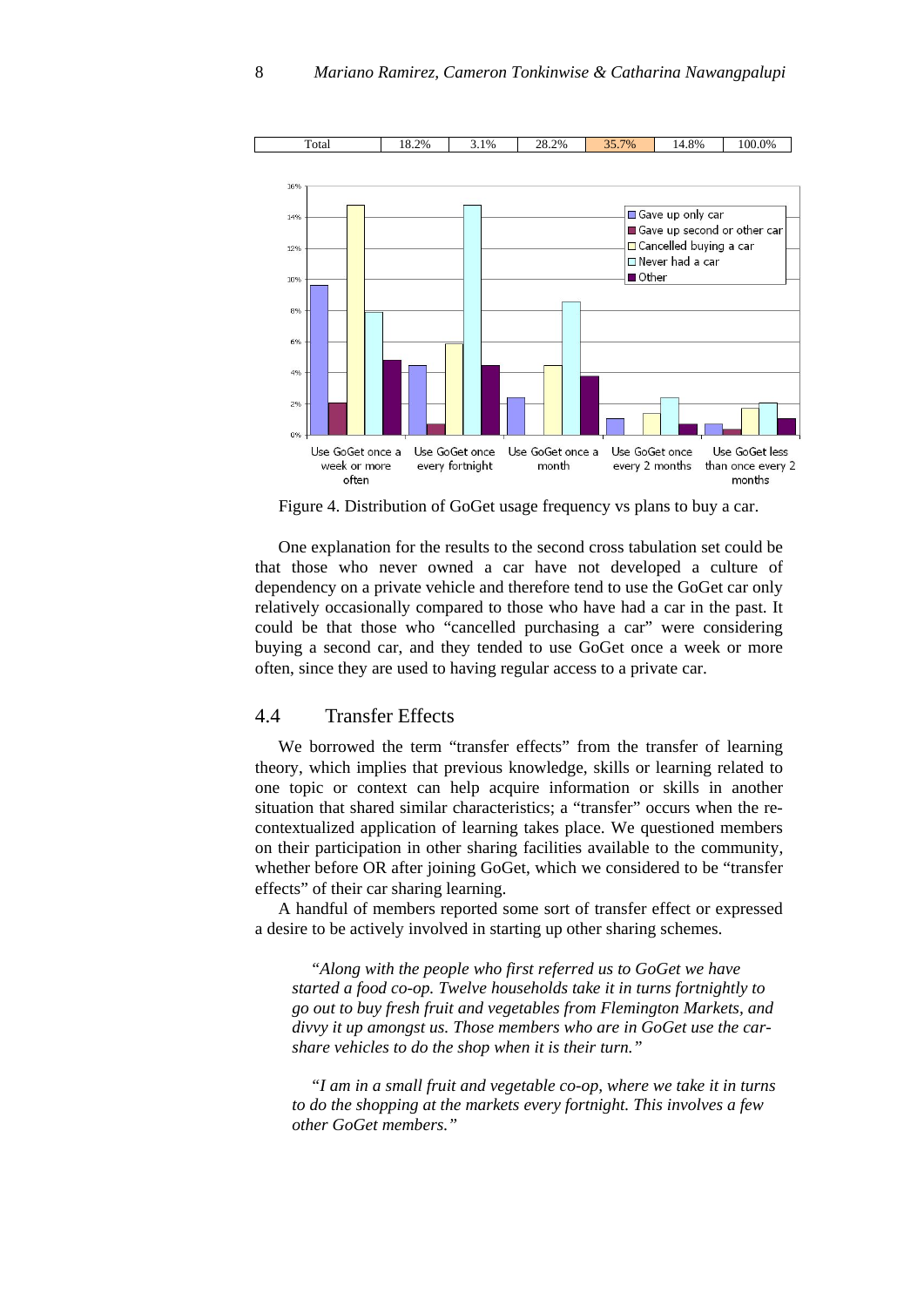| Total | 18.2% | 3.1% | 28.2% | 35.7% | 14.8% | 100.0% |
|---|---|---|---|---|---|---|

Figure 4. Distribution of GoGet usage frequency vs plans to buy a car.

One explanation for the results to the second cross tabulation set could be that those who never owned a car have not developed a culture of dependency on a private vehicle and therefore tend to use the GoGet car only relatively occasionally compared to those who have had a car in the past. It could be that those who "cancelled purchasing a car" were considering buying a second car, and they tended to use GoGet once a week or more often, since they are used to having regular access to a private car.

## 4.4 Transfer Effects

We borrowed the term "transfer effects" from the transfer of learning theory, which implies that previous knowledge, skills or learning related to one topic or context can help acquire information or skills in another situation that shared similar characteristics; a "transfer" occurs when the re-contextualized application of learning takes place. We questioned members on their participation in other sharing facilities available to the community, whether before OR after joining GoGet, which we considered to be "transfer effects" of their car sharing learning.

A handful of members reported some sort of transfer effect or expressed a desire to be actively involved in starting up other sharing schemes.

> *"Along with the people who first referred us to GoGet we have started a food co-op. Twelve households take it in turns fortnightly to go out to buy fresh fruit and vegetables from Flemington Markets, and divvy it up amongst us. Those members who are in GoGet use the car-share vehicles to do the shop when it is their turn."*

> *"I am in a small fruit and vegetable co-op, where we take it in turns to do the shopping at the markets every fortnight. This involves a few other GoGet members."*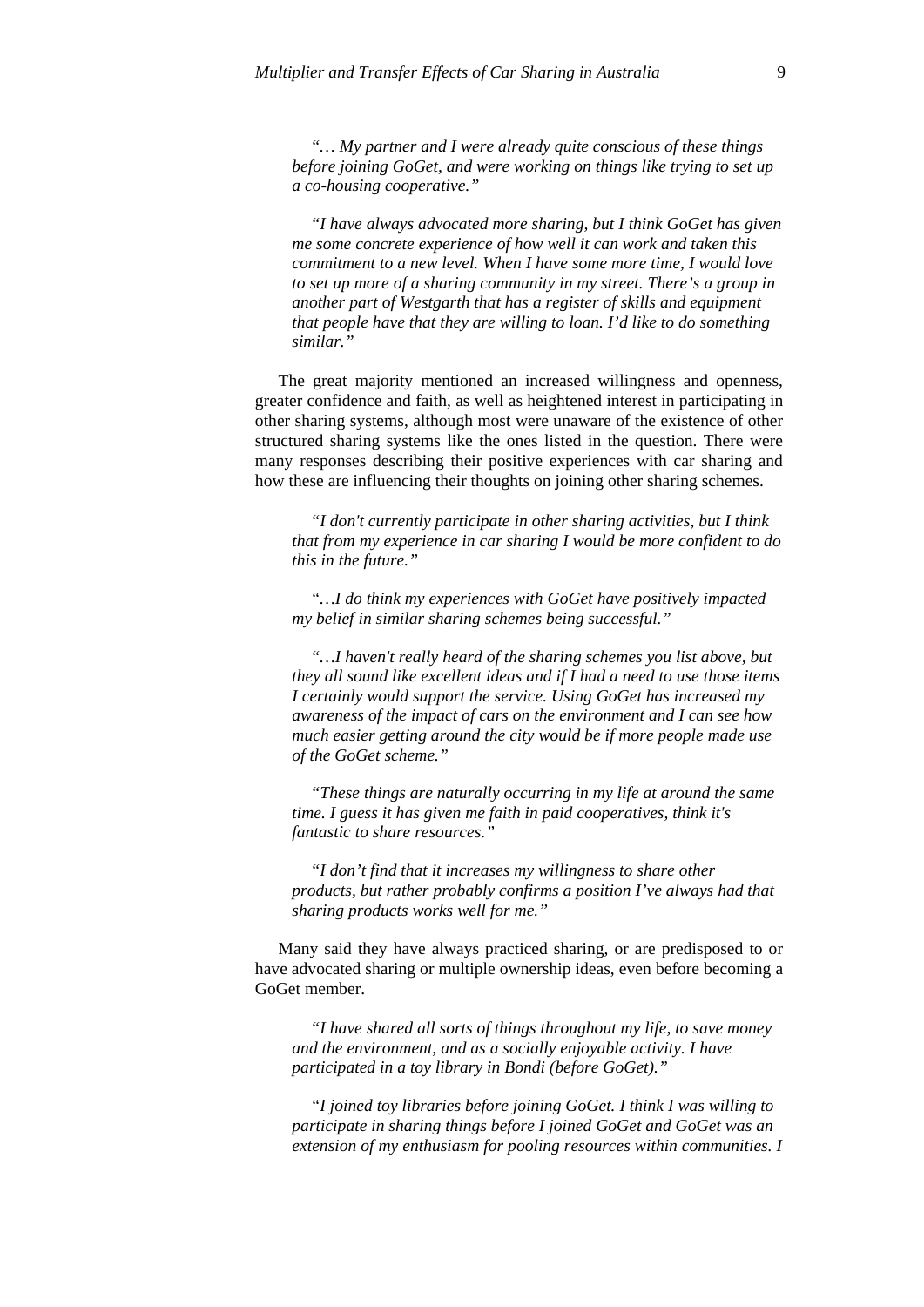*"… My partner and I were already quite conscious of these things before joining GoGet, and were working on things like trying to set up a co-housing cooperative."*

*"I have always advocated more sharing, but I think GoGet has given me some concrete experience of how well it can work and taken this commitment to a new level. When I have some more time, I would love to set up more of a sharing community in my street. There's a group in another part of Westgarth that has a register of skills and equipment that people have that they are willing to loan. I'd like to do something similar."*

The great majority mentioned an increased willingness and openness, greater confidence and faith, as well as heightened interest in participating in other sharing systems, although most were unaware of the existence of other structured sharing systems like the ones listed in the question. There were many responses describing their positive experiences with car sharing and how these are influencing their thoughts on joining other sharing schemes.

*"I don't currently participate in other sharing activities, but I think that from my experience in car sharing I would be more confident to do this in the future."*

*"…I do think my experiences with GoGet have positively impacted my belief in similar sharing schemes being successful."*

*"…I haven't really heard of the sharing schemes you list above, but they all sound like excellent ideas and if I had a need to use those items I certainly would support the service. Using GoGet has increased my awareness of the impact of cars on the environment and I can see how much easier getting around the city would be if more people made use of the GoGet scheme."*

*"These things are naturally occurring in my life at around the same time. I guess it has given me faith in paid cooperatives, think it's fantastic to share resources."*

*"I don't find that it increases my willingness to share other products, but rather probably confirms a position I've always had that sharing products works well for me."*

Many said they have always practiced sharing, or are predisposed to or have advocated sharing or multiple ownership ideas, even before becoming a GoGet member.

*"I have shared all sorts of things throughout my life, to save money and the environment, and as a socially enjoyable activity. I have participated in a toy library in Bondi (before GoGet)."*

*"I joined toy libraries before joining GoGet. I think I was willing to participate in sharing things before I joined GoGet and GoGet was an extension of my enthusiasm for pooling resources within communities. I*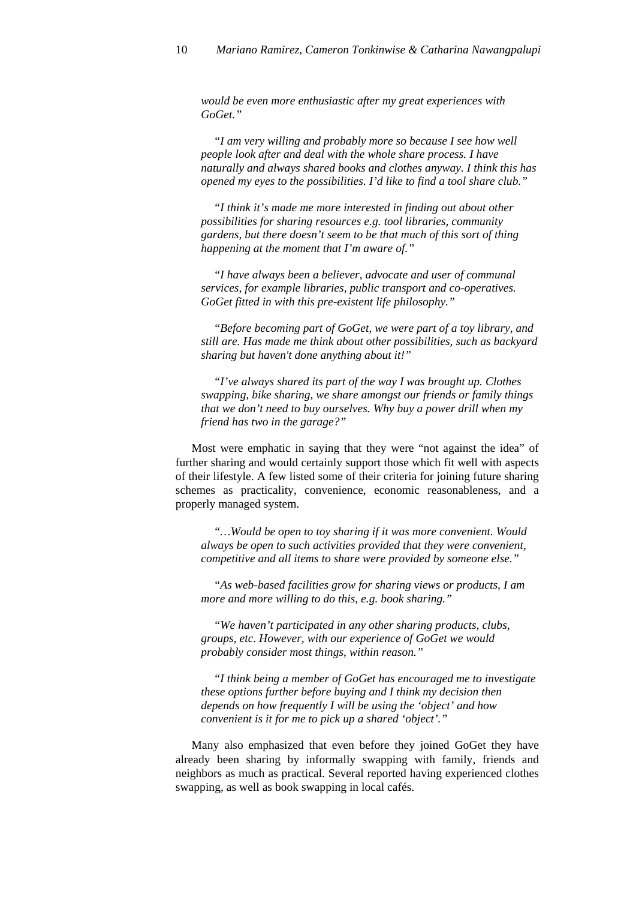*would be even more enthusiastic after my great experiences with GoGet."*

> "*I am very willing and probably more so because I see how well people look after and deal with the whole share process. I have naturally and always shared books and clothes anyway. I think this has opened my eyes to the possibilities. I'd like to find a tool share club."*

> "*I think it's made me more interested in finding out about other possibilities for sharing resources e.g. tool libraries, community gardens, but there doesn't seem to be that much of this sort of thing happening at the moment that I'm aware of."*

> "*I have always been a believer, advocate and user of communal services, for example libraries, public transport and co-operatives. GoGet fitted in with this pre-existent life philosophy."*

> "*Before becoming part of GoGet, we were part of a toy library, and still are. Has made me think about other possibilities, such as backyard sharing but haven't done anything about it!"*

> "*I've always shared its part of the way I was brought up. Clothes swapping, bike sharing, we share amongst our friends or family things that we don't need to buy ourselves. Why buy a power drill when my friend has two in the garage?"*

Most were emphatic in saying that they were "not against the idea" of further sharing and would certainly support those which fit well with aspects of their lifestyle. A few listed some of their criteria for joining future sharing schemes as practicality, convenience, economic reasonableness, and a properly managed system.

> "*…Would be open to toy sharing if it was more convenient. Would always be open to such activities provided that they were convenient, competitive and all items to share were provided by someone else."*

> "*As web-based facilities grow for sharing views or products, I am more and more willing to do this, e.g. book sharing."*

> "*We haven't participated in any other sharing products, clubs, groups, etc. However, with our experience of GoGet we would probably consider most things, within reason."*

> "*I think being a member of GoGet has encouraged me to investigate these options further before buying and I think my decision then depends on how frequently I will be using the 'object' and how convenient is it for me to pick up a shared 'object'."*

Many also emphasized that even before they joined GoGet they have already been sharing by informally swapping with family, friends and neighbors as much as practical. Several reported having experienced clothes swapping, as well as book swapping in local cafés.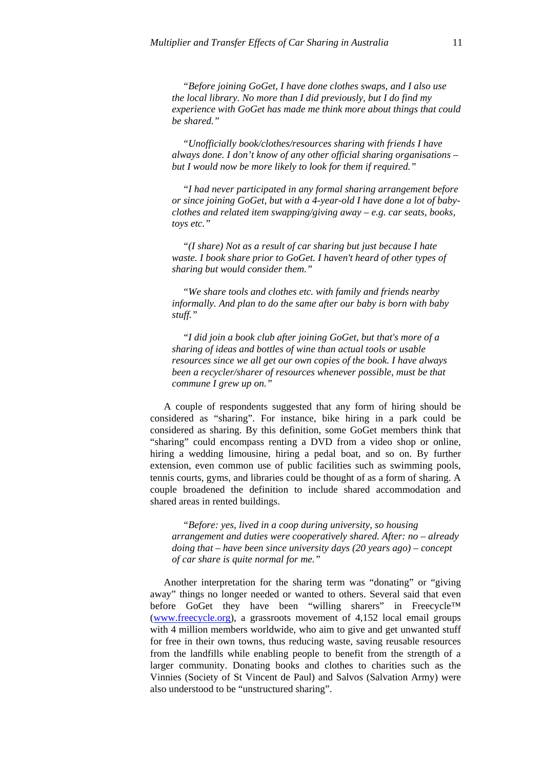> *"Before joining GoGet, I have done clothes swaps, and I also use the local library. No more than I did previously, but I do find my experience with GoGet has made me think more about things that could be shared."*

> *"Unofficially book/clothes/resources sharing with friends I have always done. I don't know of any other official sharing organisations – but I would now be more likely to look for them if required."*

> *"I had never participated in any formal sharing arrangement before or since joining GoGet, but with a 4-year-old I have done a lot of baby-clothes and related item swapping/giving away – e.g. car seats, books, toys etc."*

> *"(I share) Not as a result of car sharing but just because I hate waste. I book share prior to GoGet. I haven't heard of other types of sharing but would consider them."*

> *"We share tools and clothes etc. with family and friends nearby informally. And plan to do the same after our baby is born with baby stuff."*

> *"I did join a book club after joining GoGet, but that's more of a sharing of ideas and bottles of wine than actual tools or usable resources since we all get our own copies of the book. I have always been a recycler/sharer of resources whenever possible, must be that commune I grew up on."*

A couple of respondents suggested that any form of hiring should be considered as "sharing". For instance, bike hiring in a park could be considered as sharing. By this definition, some GoGet members think that "sharing" could encompass renting a DVD from a video shop or online, hiring a wedding limousine, hiring a pedal boat, and so on. By further extension, even common use of public facilities such as swimming pools, tennis courts, gyms, and libraries could be thought of as a form of sharing. A couple broadened the definition to include shared accommodation and shared areas in rented buildings.

> *"Before: yes, lived in a coop during university, so housing arrangement and duties were cooperatively shared. After: no – already doing that – have been since university days (20 years ago) – concept of car share is quite normal for me."*

Another interpretation for the sharing term was "donating" or "giving away" things no longer needed or wanted to others. Several said that even before GoGet they have been "willing sharers" in Freecycle™ ([www.freecycle.org](http://www.freecycle.org)), a grassroots movement of 4,152 local email groups with 4 million members worldwide, who aim to give and get unwanted stuff for free in their own towns, thus reducing waste, saving reusable resources from the landfills while enabling people to benefit from the strength of a larger community. Donating books and clothes to charities such as the Vinnies (Society of St Vincent de Paul) and Salvos (Salvation Army) were also understood to be "unstructured sharing".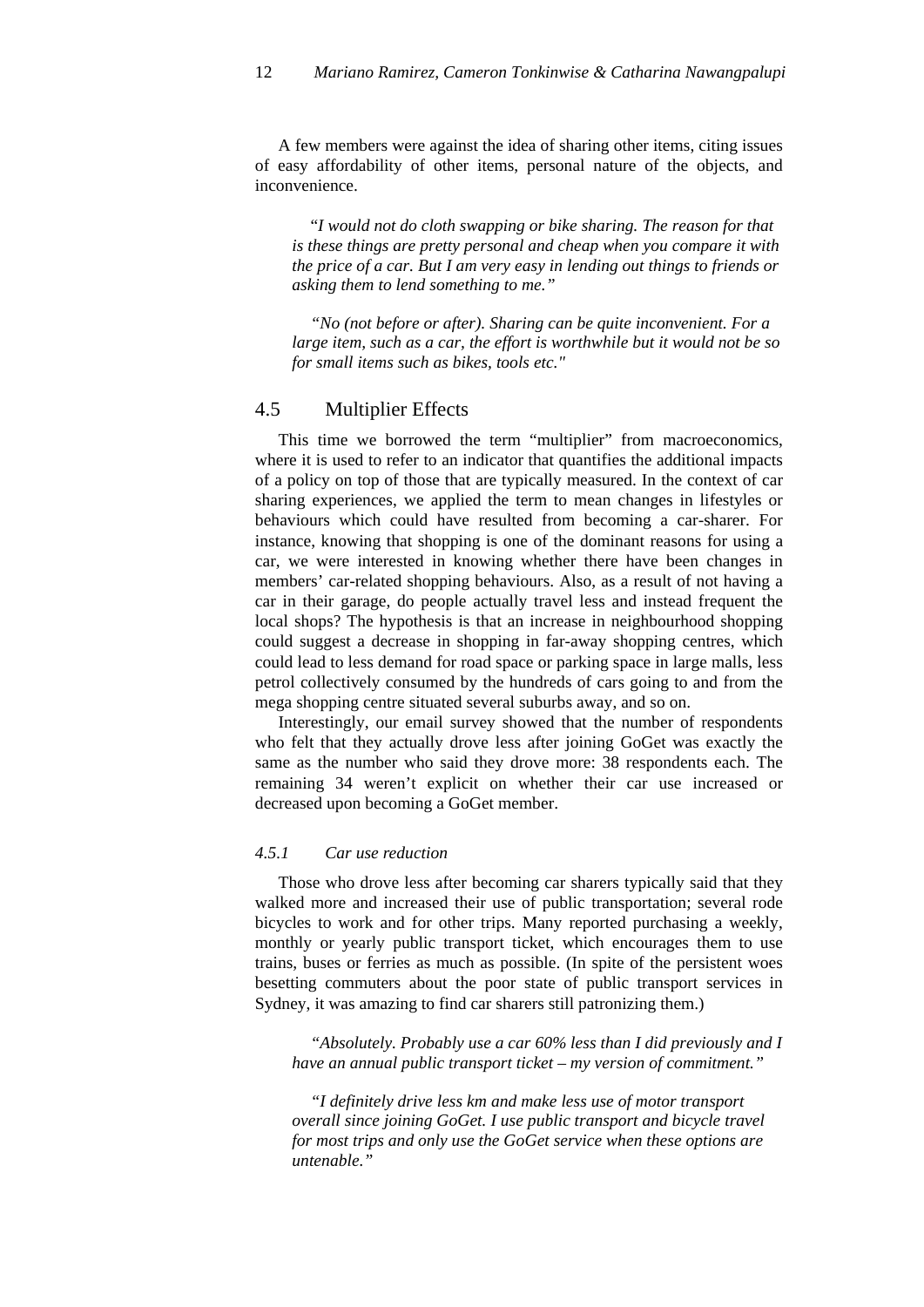A few members were against the idea of sharing other items, citing issues of easy affordability of other items, personal nature of the objects, and inconvenience.

> *"I would not do cloth swapping or bike sharing. The reason for that is these things are pretty personal and cheap when you compare it with the price of a car. But I am very easy in lending out things to friends or asking them to lend something to me."*

> *"No (not before or after). Sharing can be quite inconvenient. For a large item, such as a car, the effort is worthwhile but it would not be so for small items such as bikes, tools etc."*

## 4.5 Multiplier Effects

This time we borrowed the term "multiplier" from macroeconomics, where it is used to refer to an indicator that quantifies the additional impacts of a policy on top of those that are typically measured. In the context of car sharing experiences, we applied the term to mean changes in lifestyles or behaviours which could have resulted from becoming a car-sharer. For instance, knowing that shopping is one of the dominant reasons for using a car, we were interested in knowing whether there have been changes in members' car-related shopping behaviours. Also, as a result of not having a car in their garage, do people actually travel less and instead frequent the local shops? The hypothesis is that an increase in neighbourhood shopping could suggest a decrease in shopping in far-away shopping centres, which could lead to less demand for road space or parking space in large malls, less petrol collectively consumed by the hundreds of cars going to and from the mega shopping centre situated several suburbs away, and so on.

Interestingly, our email survey showed that the number of respondents who felt that they actually drove less after joining GoGet was exactly the same as the number who said they drove more: 38 respondents each. The remaining 34 weren't explicit on whether their car use increased or decreased upon becoming a GoGet member.

### *4.5.1 Car use reduction*

Those who drove less after becoming car sharers typically said that they walked more and increased their use of public transportation; several rode bicycles to work and for other trips. Many reported purchasing a weekly, monthly or yearly public transport ticket, which encourages them to use trains, buses or ferries as much as possible. (In spite of the persistent woes besetting commuters about the poor state of public transport services in Sydney, it was amazing to find car sharers still patronizing them.)

> *"Absolutely. Probably use a car 60% less than I did previously and I have an annual public transport ticket – my version of commitment."*

> *"I definitely drive less km and make less use of motor transport overall since joining GoGet. I use public transport and bicycle travel for most trips and only use the GoGet service when these options are untenable."*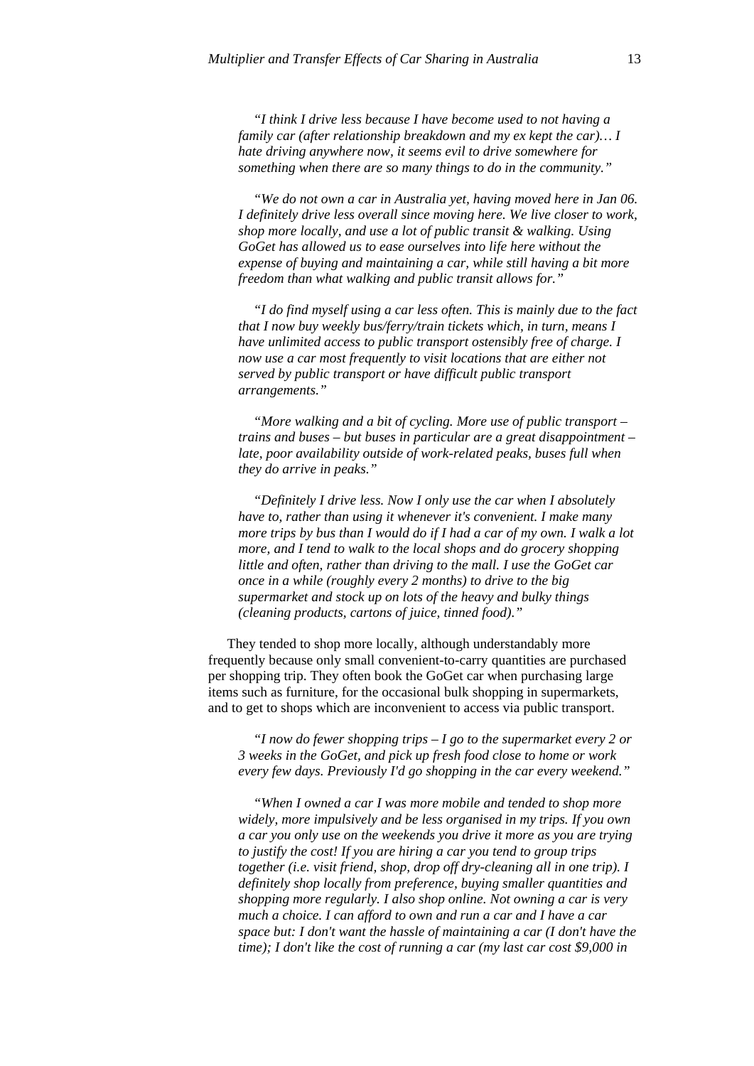*"I think I drive less because I have become used to not having a family car (after relationship breakdown and my ex kept the car)… I hate driving anywhere now, it seems evil to drive somewhere for something when there are so many things to do in the community."*

*"We do not own a car in Australia yet, having moved here in Jan 06. I definitely drive less overall since moving here. We live closer to work, shop more locally, and use a lot of public transit & walking. Using GoGet has allowed us to ease ourselves into life here without the expense of buying and maintaining a car, while still having a bit more freedom than what walking and public transit allows for."*

*"I do find myself using a car less often. This is mainly due to the fact that I now buy weekly bus/ferry/train tickets which, in turn, means I have unlimited access to public transport ostensibly free of charge. I now use a car most frequently to visit locations that are either not served by public transport or have difficult public transport arrangements."*

*"More walking and a bit of cycling. More use of public transport – trains and buses – but buses in particular are a great disappointment – late, poor availability outside of work-related peaks, buses full when they do arrive in peaks."*

*"Definitely I drive less. Now I only use the car when I absolutely have to, rather than using it whenever it's convenient. I make many more trips by bus than I would do if I had a car of my own. I walk a lot more, and I tend to walk to the local shops and do grocery shopping little and often, rather than driving to the mall. I use the GoGet car once in a while (roughly every 2 months) to drive to the big supermarket and stock up on lots of the heavy and bulky things (cleaning products, cartons of juice, tinned food)."*

They tended to shop more locally, although understandably more frequently because only small convenient-to-carry quantities are purchased per shopping trip. They often book the GoGet car when purchasing large items such as furniture, for the occasional bulk shopping in supermarkets, and to get to shops which are inconvenient to access via public transport.

*"I now do fewer shopping trips – I go to the supermarket every 2 or 3 weeks in the GoGet, and pick up fresh food close to home or work every few days. Previously I'd go shopping in the car every weekend."*

*"When I owned a car I was more mobile and tended to shop more widely, more impulsively and be less organised in my trips. If you own a car you only use on the weekends you drive it more as you are trying to justify the cost! If you are hiring a car you tend to group trips together (i.e. visit friend, shop, drop off dry-cleaning all in one trip). I definitely shop locally from preference, buying smaller quantities and shopping more regularly. I also shop online. Not owning a car is very much a choice. I can afford to own and run a car and I have a car space but: I don't want the hassle of maintaining a car (I don't have the time); I don't like the cost of running a car (my last car cost $9,000 in*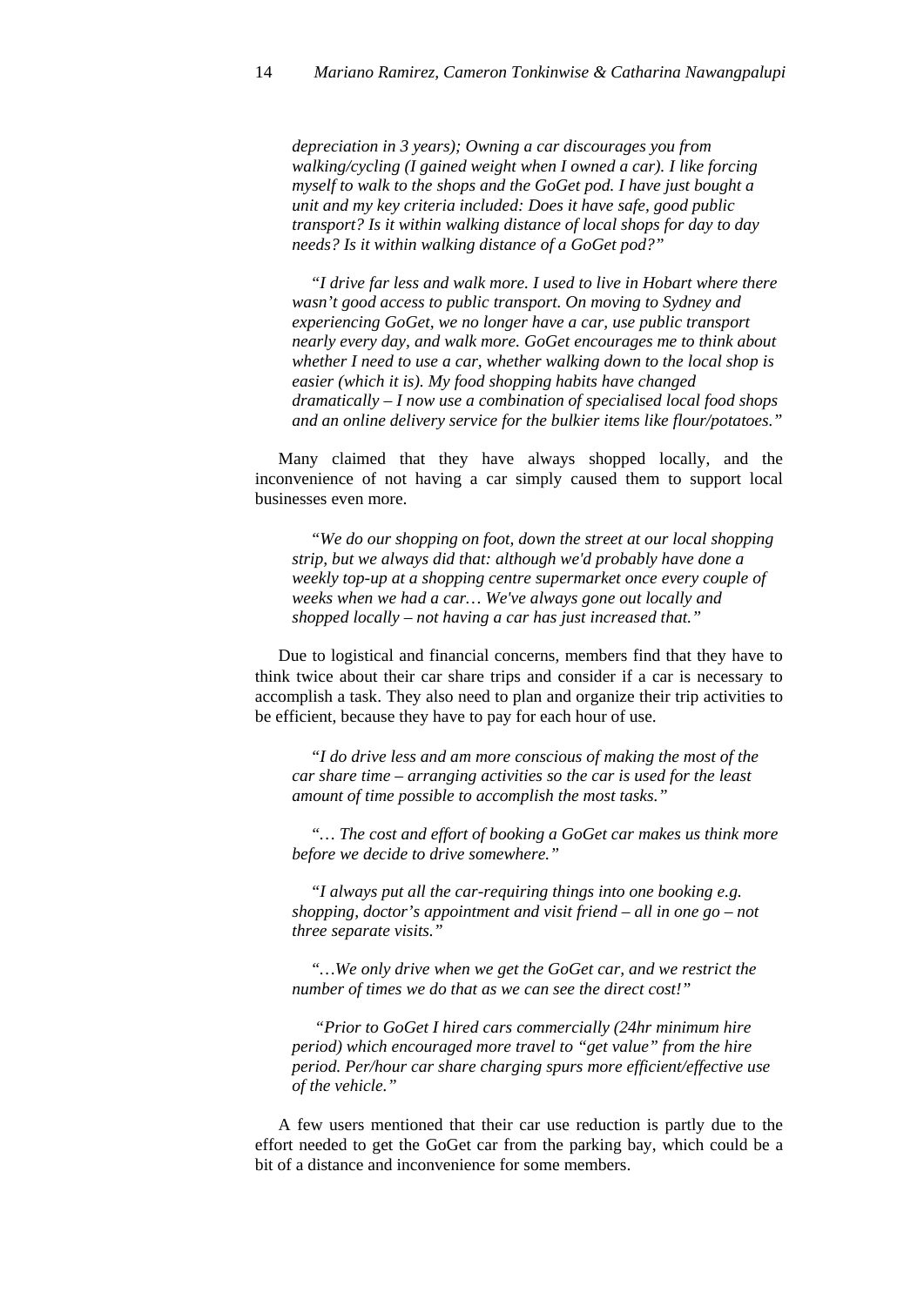*depreciation in 3 years); Owning a car discourages you from walking/cycling (I gained weight when I owned a car). I like forcing myself to walk to the shops and the GoGet pod. I have just bought a unit and my key criteria included: Does it have safe, good public transport? Is it within walking distance of local shops for day to day needs? Is it within walking distance of a GoGet pod?"*

*"I drive far less and walk more. I used to live in Hobart where there wasn't good access to public transport. On moving to Sydney and experiencing GoGet, we no longer have a car, use public transport nearly every day, and walk more. GoGet encourages me to think about whether I need to use a car, whether walking down to the local shop is easier (which it is). My food shopping habits have changed dramatically – I now use a combination of specialised local food shops and an online delivery service for the bulkier items like flour/potatoes."*

Many claimed that they have always shopped locally, and the inconvenience of not having a car simply caused them to support local businesses even more.

*"We do our shopping on foot, down the street at our local shopping strip, but we always did that: although we'd probably have done a weekly top-up at a shopping centre supermarket once every couple of weeks when we had a car… We've always gone out locally and shopped locally – not having a car has just increased that."*

Due to logistical and financial concerns, members find that they have to think twice about their car share trips and consider if a car is necessary to accomplish a task. They also need to plan and organize their trip activities to be efficient, because they have to pay for each hour of use.

*"I do drive less and am more conscious of making the most of the car share time – arranging activities so the car is used for the least amount of time possible to accomplish the most tasks."*

*"… The cost and effort of booking a GoGet car makes us think more before we decide to drive somewhere."*

*"I always put all the car-requiring things into one booking e.g. shopping, doctor's appointment and visit friend – all in one go – not three separate visits."*

*"…We only drive when we get the GoGet car, and we restrict the number of times we do that as we can see the direct cost!"*

*"Prior to GoGet I hired cars commercially (24hr minimum hire period) which encouraged more travel to "get value" from the hire period. Per/hour car share charging spurs more efficient/effective use of the vehicle."*

A few users mentioned that their car use reduction is partly due to the effort needed to get the GoGet car from the parking bay, which could be a bit of a distance and inconvenience for some members.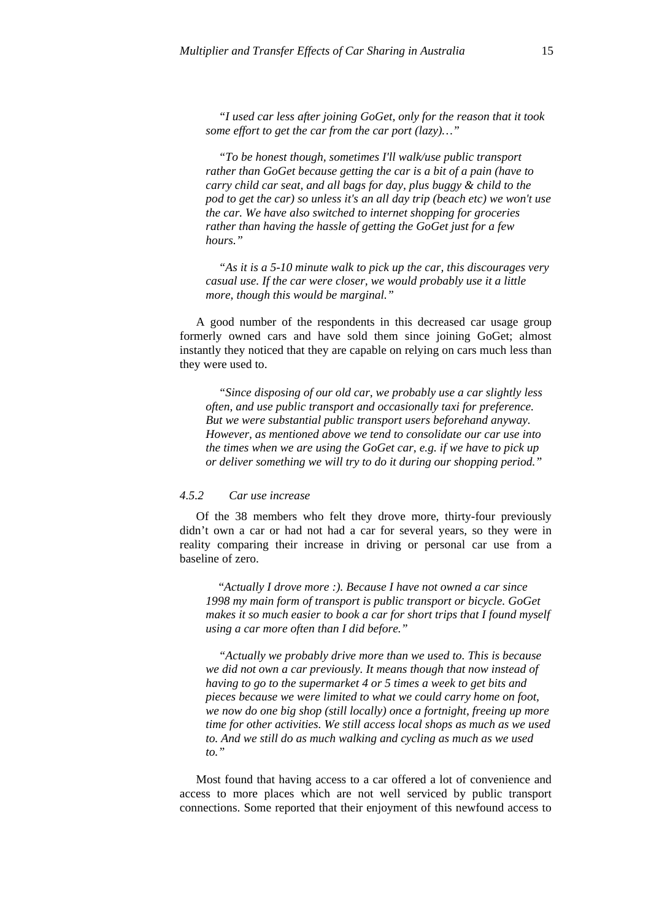*"I used car less after joining GoGet, only for the reason that it took some effort to get the car from the car port (lazy)…"*

*"To be honest though, sometimes I'll walk/use public transport rather than GoGet because getting the car is a bit of a pain (have to carry child car seat, and all bags for day, plus buggy & child to the pod to get the car) so unless it's an all day trip (beach etc) we won't use the car. We have also switched to internet shopping for groceries rather than having the hassle of getting the GoGet just for a few hours."*

*"As it is a 5-10 minute walk to pick up the car, this discourages very casual use. If the car were closer, we would probably use it a little more, though this would be marginal."*

A good number of the respondents in this decreased car usage group formerly owned cars and have sold them since joining GoGet; almost instantly they noticed that they are capable on relying on cars much less than they were used to.

*"Since disposing of our old car, we probably use a car slightly less often, and use public transport and occasionally taxi for preference. But we were substantial public transport users beforehand anyway. However, as mentioned above we tend to consolidate our car use into the times when we are using the GoGet car, e.g. if we have to pick up or deliver something we will try to do it during our shopping period."*

#### *4.5.2 Car use increase*

Of the 38 members who felt they drove more, thirty-four previously didn't own a car or had not had a car for several years, so they were in reality comparing their increase in driving or personal car use from a baseline of zero.

*"Actually I drove more :). Because I have not owned a car since 1998 my main form of transport is public transport or bicycle. GoGet makes it so much easier to book a car for short trips that I found myself using a car more often than I did before."*

*"Actually we probably drive more than we used to. This is because we did not own a car previously. It means though that now instead of having to go to the supermarket 4 or 5 times a week to get bits and pieces because we were limited to what we could carry home on foot, we now do one big shop (still locally) once a fortnight, freeing up more time for other activities. We still access local shops as much as we used to. And we still do as much walking and cycling as much as we used to."*

Most found that having access to a car offered a lot of convenience and access to more places which are not well serviced by public transport connections. Some reported that their enjoyment of this newfound access to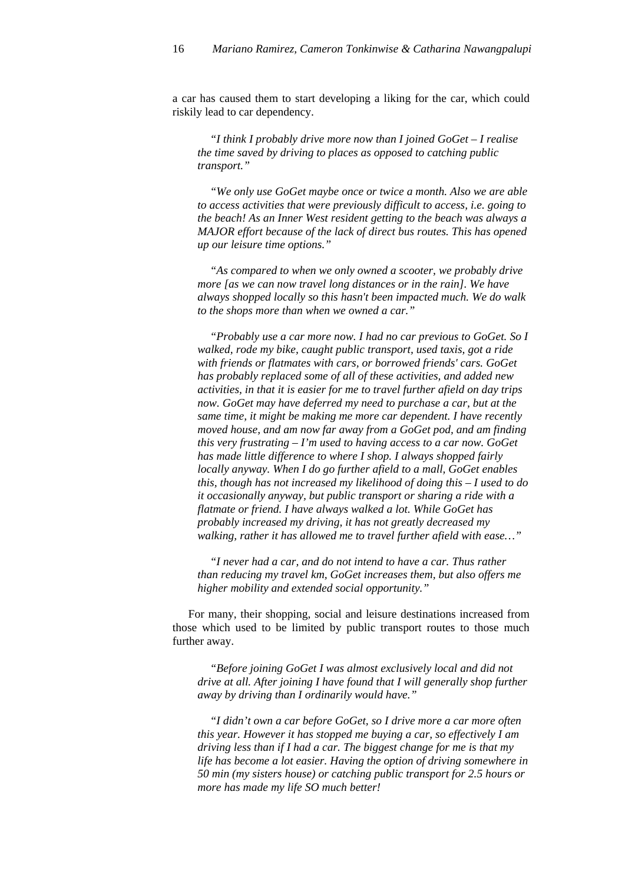a car has caused them to start developing a liking for the car, which could riskily lead to car dependency.

> "*I think I probably drive more now than I joined GoGet – I realise the time saved by driving to places as opposed to catching public transport.*"

> "*We only use GoGet maybe once or twice a month. Also we are able to access activities that were previously difficult to access, i.e. going to the beach! As an Inner West resident getting to the beach was always a MAJOR effort because of the lack of direct bus routes. This has opened up our leisure time options.*"

> "*As compared to when we only owned a scooter, we probably drive more [as we can now travel long distances or in the rain]. We have always shopped locally so this hasn't been impacted much. We do walk to the shops more than when we owned a car.*"

> "*Probably use a car more now. I had no car previous to GoGet. So I walked, rode my bike, caught public transport, used taxis, got a ride with friends or flatmates with cars, or borrowed friends' cars. GoGet has probably replaced some of all of these activities, and added new activities, in that it is easier for me to travel further afield on day trips now. GoGet may have deferred my need to purchase a car, but at the same time, it might be making me more car dependent. I have recently moved house, and am now far away from a GoGet pod, and am finding this very frustrating – I'm used to having access to a car now. GoGet has made little difference to where I shop. I always shopped fairly locally anyway. When I do go further afield to a mall, GoGet enables this, though has not increased my likelihood of doing this – I used to do it occasionally anyway, but public transport or sharing a ride with a flatmate or friend. I have always walked a lot. While GoGet has probably increased my driving, it has not greatly decreased my walking, rather it has allowed me to travel further afield with ease…*"

> "*I never had a car, and do not intend to have a car. Thus rather than reducing my travel km, GoGet increases them, but also offers me higher mobility and extended social opportunity.*"

For many, their shopping, social and leisure destinations increased from those which used to be limited by public transport routes to those much further away.

> "*Before joining GoGet I was almost exclusively local and did not drive at all. After joining I have found that I will generally shop further away by driving than I ordinarily would have.*"

> "*I didn't own a car before GoGet, so I drive more a car more often this year. However it has stopped me buying a car, so effectively I am driving less than if I had a car. The biggest change for me is that my life has become a lot easier. Having the option of driving somewhere in 50 min (my sisters house) or catching public transport for 2.5 hours or more has made my life SO much better!*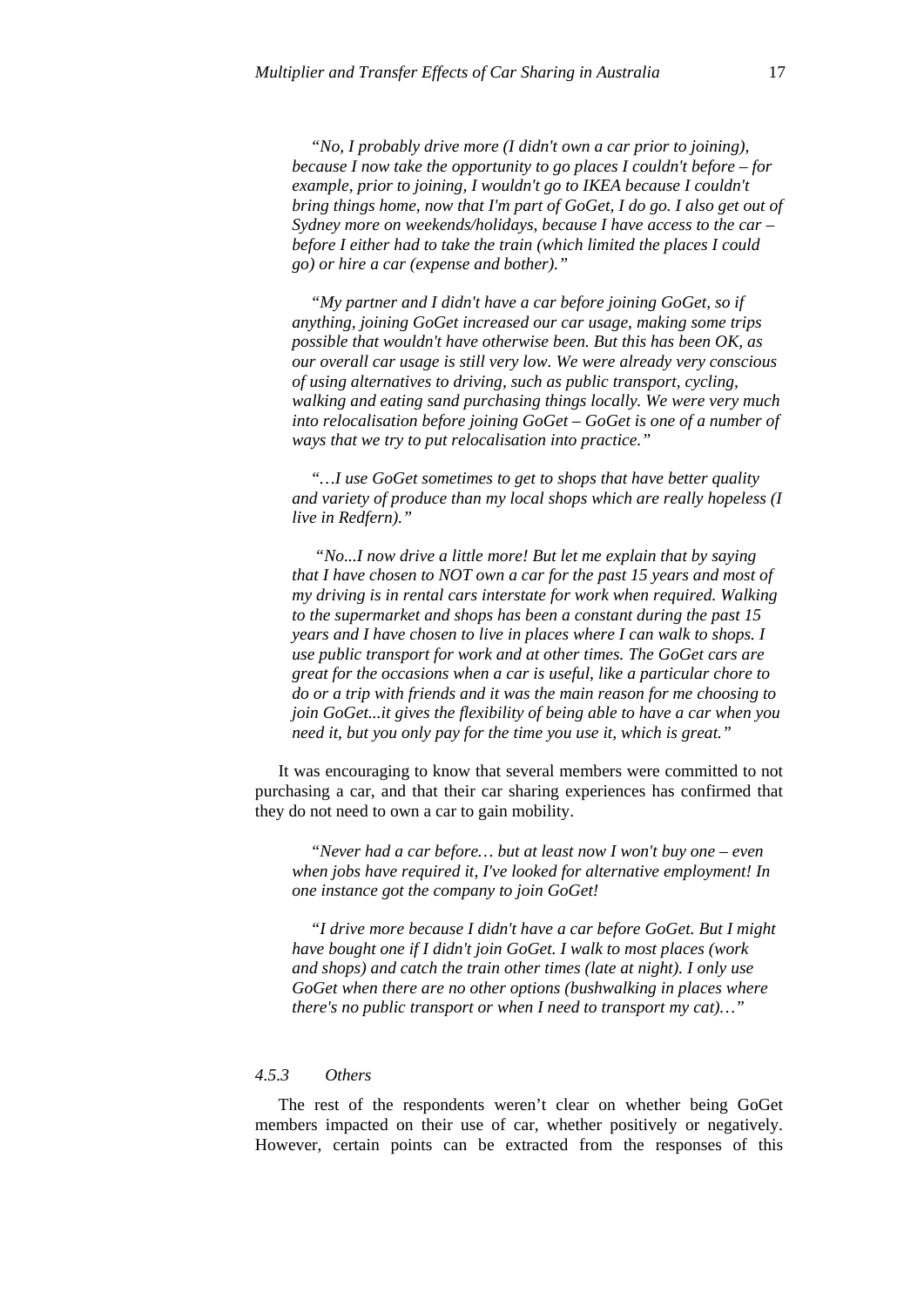*"No, I probably drive more (I didn't own a car prior to joining), because I now take the opportunity to go places I couldn't before – for example, prior to joining, I wouldn't go to IKEA because I couldn't bring things home, now that I'm part of GoGet, I do go. I also get out of Sydney more on weekends/holidays, because I have access to the car – before I either had to take the train (which limited the places I could go) or hire a car (expense and bother)."*

*"My partner and I didn't have a car before joining GoGet, so if anything, joining GoGet increased our car usage, making some trips possible that wouldn't have otherwise been. But this has been OK, as our overall car usage is still very low. We were already very conscious of using alternatives to driving, such as public transport, cycling, walking and eating sand purchasing things locally. We were very much into relocalisation before joining GoGet – GoGet is one of a number of ways that we try to put relocalisation into practice."*

*"…I use GoGet sometimes to get to shops that have better quality and variety of produce than my local shops which are really hopeless (I live in Redfern)."*

*"No...I now drive a little more! But let me explain that by saying that I have chosen to NOT own a car for the past 15 years and most of my driving is in rental cars interstate for work when required. Walking to the supermarket and shops has been a constant during the past 15 years and I have chosen to live in places where I can walk to shops. I use public transport for work and at other times. The GoGet cars are great for the occasions when a car is useful, like a particular chore to do or a trip with friends and it was the main reason for me choosing to join GoGet...it gives the flexibility of being able to have a car when you need it, but you only pay for the time you use it, which is great."*

It was encouraging to know that several members were committed to not purchasing a car, and that their car sharing experiences has confirmed that they do not need to own a car to gain mobility.

*"Never had a car before… but at least now I won't buy one – even when jobs have required it, I've looked for alternative employment! In one instance got the company to join GoGet!*

*"I drive more because I didn't have a car before GoGet. But I might have bought one if I didn't join GoGet. I walk to most places (work and shops) and catch the train other times (late at night). I only use GoGet when there are no other options (bushwalking in places where there's no public transport or when I need to transport my cat)…"*

### *4.5.3 Others*

The rest of the respondents weren't clear on whether being GoGet members impacted on their use of car, whether positively or negatively. However, certain points can be extracted from the responses of this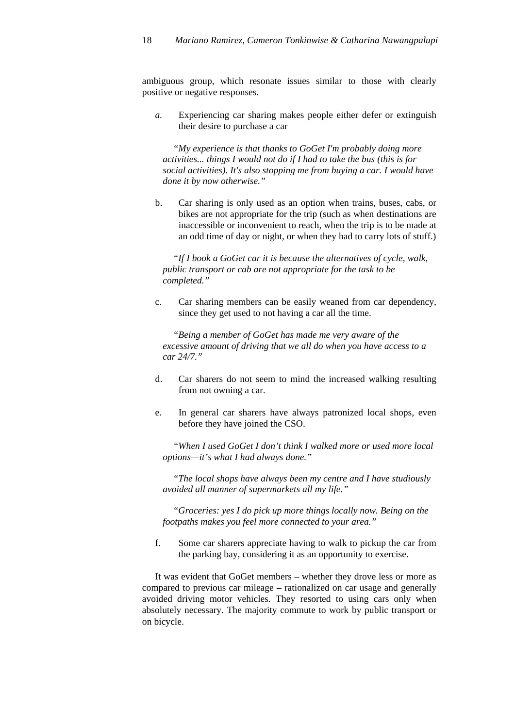ambiguous group, which resonate issues similar to those with clearly positive or negative responses.

*a.* Experiencing car sharing makes people either defer or extinguish their desire to purchase a car

> *"My experience is that thanks to GoGet I'm probably doing more activities... things I would not do if I had to take the bus (this is for social activities). It's also stopping me from buying a car. I would have done it by now otherwise."*

b. Car sharing is only used as an option when trains, buses, cabs, or bikes are not appropriate for the trip (such as when destinations are inaccessible or inconvenient to reach, when the trip is to be made at an odd time of day or night, or when they had to carry lots of stuff.)

> *"If I book a GoGet car it is because the alternatives of cycle, walk, public transport or cab are not appropriate for the task to be completed."*

c. Car sharing members can be easily weaned from car dependency, since they get used to not having a car all the time.

> *"Being a member of GoGet has made me very aware of the excessive amount of driving that we all do when you have access to a car 24/7."*

d. Car sharers do not seem to mind the increased walking resulting from not owning a car.

e. In general car sharers have always patronized local shops, even before they have joined the CSO.

> *"When I used GoGet I don't think I walked more or used more local options—it's what I had always done."*

> *"The local shops have always been my centre and I have studiously avoided all manner of supermarkets all my life."*

> *"Groceries: yes I do pick up more things locally now. Being on the footpaths makes you feel more connected to your area."*

f. Some car sharers appreciate having to walk to pickup the car from the parking bay, considering it as an opportunity to exercise.

It was evident that GoGet members – whether they drove less or more as compared to previous car mileage – rationalized on car usage and generally avoided driving motor vehicles. They resorted to using cars only when absolutely necessary. The majority commute to work by public transport or on bicycle.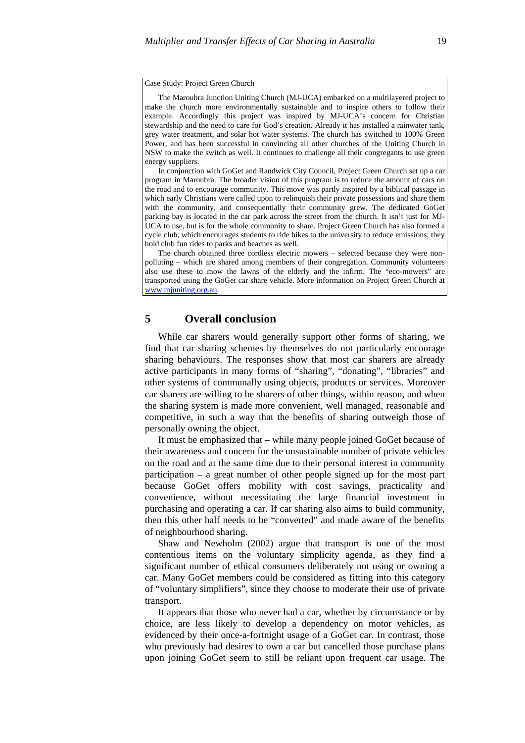Case Study: Project Green Church

The Maroubra Junction Uniting Church (MJ-UCA) embarked on a multilayered project to make the church more environmentally sustainable and to inspire others to follow their example. Accordingly this project was inspired by MJ-UCA's concern for Christian stewardship and the need to care for God's creation. Already it has installed a rainwater tank, grey water treatment, and solar hot water systems. The church has switched to 100% Green Power, and has been successful in convincing all other churches of the Uniting Church in NSW to make the switch as well. It continues to challenge all their congregants to use green energy suppliers.

In conjunction with GoGet and Randwick City Council, Project Green Church set up a car program in Maroubra. The broader vision of this program is to reduce the amount of cars on the road and to encourage community. This move was partly inspired by a biblical passage in which early Christians were called upon to relinquish their private possessions and share them with the community, and consequentially their community grew. The dedicated GoGet parking bay is located in the car park across the street from the church. It isn't just for MJ-UCA to use, but is for the whole community to share. Project Green Church has also formed a cycle club, which encourages students to ride bikes to the university to reduce emissions; they hold club fun rides to parks and beaches as well.

The church obtained three cordless electric mowers – selected because they were non-polluting – which are shared among members of their congregation. Community volunteers also use these to mow the lawns of the elderly and the infirm. The "eco-mowers" are transported using the GoGet car share vehicle. More information on Project Green Church at www.mjuniting.org.au.

## 5 Overall conclusion

While car sharers would generally support other forms of sharing, we find that car sharing schemes by themselves do not particularly encourage sharing behaviours. The responses show that most car sharers are already active participants in many forms of "sharing", "donating", "libraries" and other systems of communally using objects, products or services. Moreover car sharers are willing to be sharers of other things, within reason, and when the sharing system is made more convenient, well managed, reasonable and competitive, in such a way that the benefits of sharing outweigh those of personally owning the object.

It must be emphasized that – while many people joined GoGet because of their awareness and concern for the unsustainable number of private vehicles on the road and at the same time due to their personal interest in community participation – a great number of other people signed up for the most part because GoGet offers mobility with cost savings, practicality and convenience, without necessitating the large financial investment in purchasing and operating a car. If car sharing also aims to build community, then this other half needs to be "converted" and made aware of the benefits of neighbourhood sharing.

Shaw and Newholm (2002) argue that transport is one of the most contentious items on the voluntary simplicity agenda, as they find a significant number of ethical consumers deliberately not using or owning a car. Many GoGet members could be considered as fitting into this category of "voluntary simplifiers", since they choose to moderate their use of private transport.

It appears that those who never had a car, whether by circumstance or by choice, are less likely to develop a dependency on motor vehicles, as evidenced by their once-a-fortnight usage of a GoGet car. In contrast, those who previously had desires to own a car but cancelled those purchase plans upon joining GoGet seem to still be reliant upon frequent car usage. The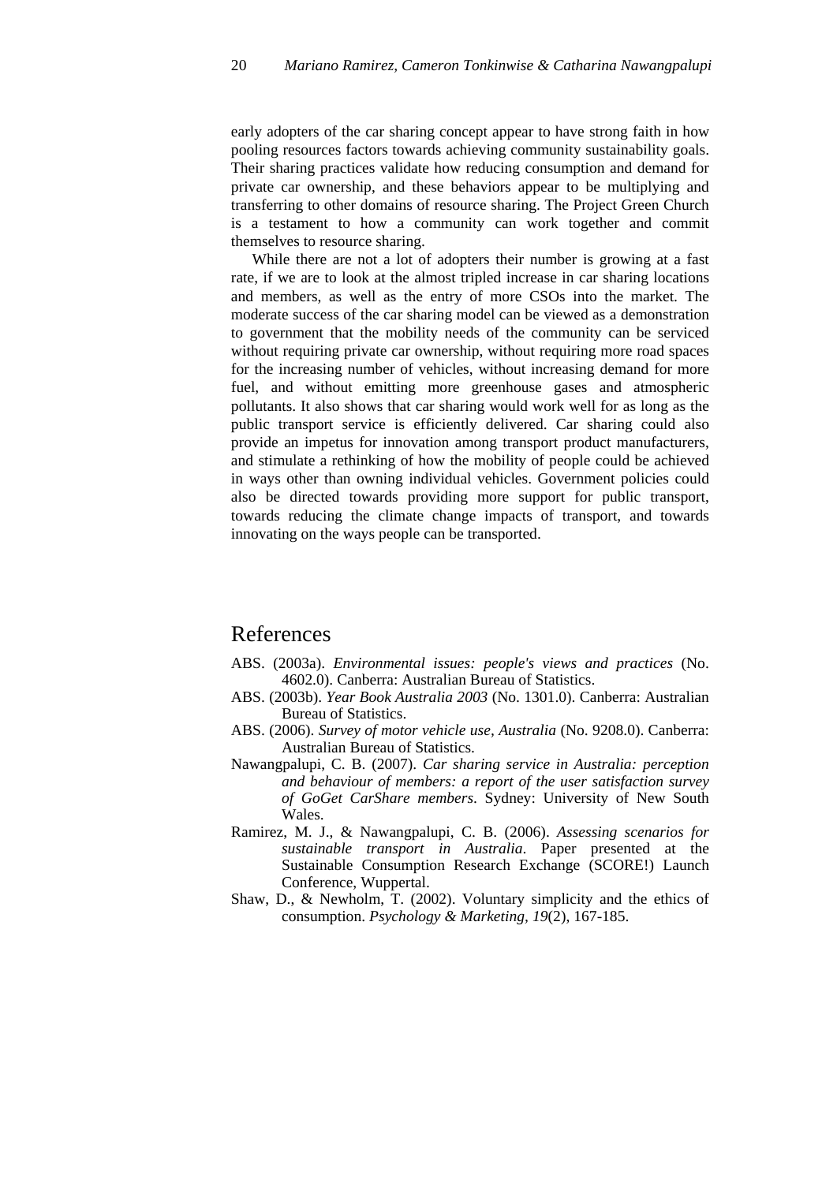early adopters of the car sharing concept appear to have strong faith in how pooling resources factors towards achieving community sustainability goals. Their sharing practices validate how reducing consumption and demand for private car ownership, and these behaviors appear to be multiplying and transferring to other domains of resource sharing. The Project Green Church is a testament to how a community can work together and commit themselves to resource sharing.

While there are not a lot of adopters their number is growing at a fast rate, if we are to look at the almost tripled increase in car sharing locations and members, as well as the entry of more CSOs into the market. The moderate success of the car sharing model can be viewed as a demonstration to government that the mobility needs of the community can be serviced without requiring private car ownership, without requiring more road spaces for the increasing number of vehicles, without increasing demand for more fuel, and without emitting more greenhouse gases and atmospheric pollutants. It also shows that car sharing would work well for as long as the public transport service is efficiently delivered. Car sharing could also provide an impetus for innovation among transport product manufacturers, and stimulate a rethinking of how the mobility of people could be achieved in ways other than owning individual vehicles. Government policies could also be directed towards providing more support for public transport, towards reducing the climate change impacts of transport, and towards innovating on the ways people can be transported.

# References

ABS. (2003a). *Environmental issues: people's views and practices* (No. 4602.0). Canberra: Australian Bureau of Statistics.

ABS. (2003b). *Year Book Australia 2003* (No. 1301.0). Canberra: Australian Bureau of Statistics.

ABS. (2006). *Survey of motor vehicle use, Australia* (No. 9208.0). Canberra: Australian Bureau of Statistics.

Nawangpalupi, C. B. (2007). *Car sharing service in Australia: perception and behaviour of members: a report of the user satisfaction survey of GoGet CarShare members*. Sydney: University of New South Wales.

Ramirez, M. J., & Nawangpalupi, C. B. (2006). *Assessing scenarios for sustainable transport in Australia*. Paper presented at the Sustainable Consumption Research Exchange (SCORE!) Launch Conference, Wuppertal.

Shaw, D., & Newholm, T. (2002). Voluntary simplicity and the ethics of consumption. *Psychology & Marketing, 19*(2), 167-185.